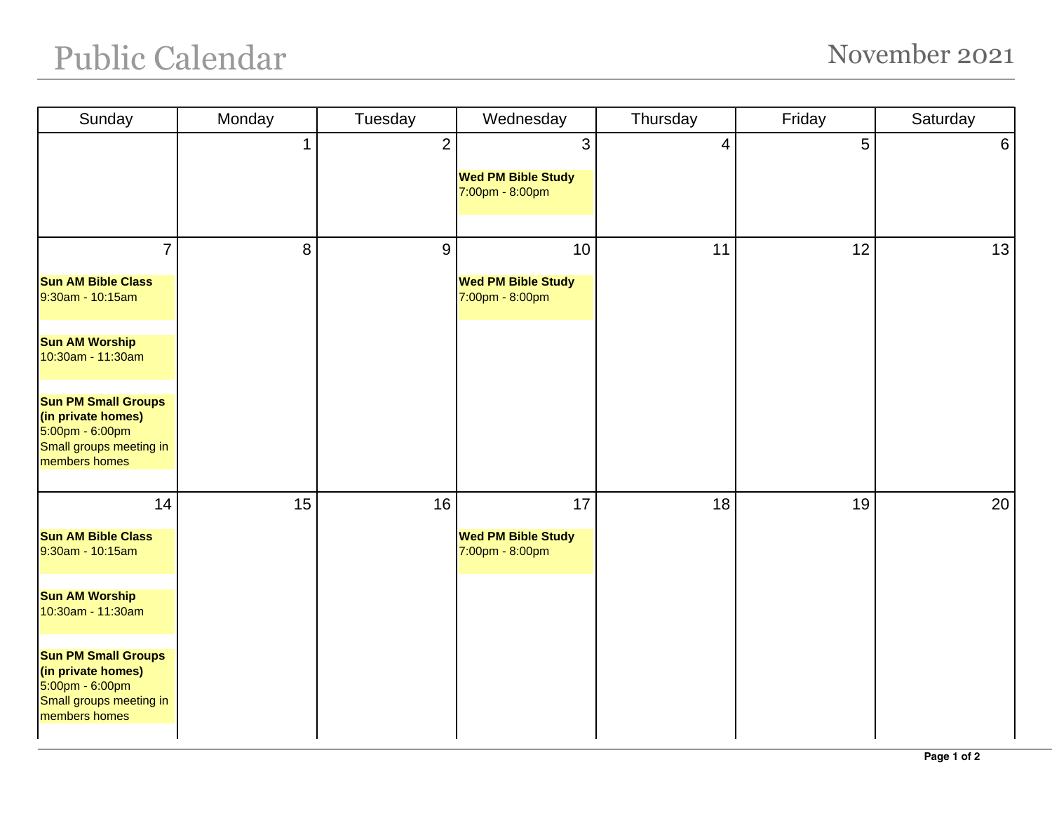# Public Calendar

## November 2021

| Sunday | Monday | Tuesday | Wednesday | Thursday | Friday | Saturday |
|---|---|---|---|---|---|---|
| | 1 | 2 | 3<br>**Wed PM Bible Study**<br>7:00pm - 8:00pm | 4 | 5 | 6 |
| 7<br>**Sun AM Bible Class**<br>9:30am - 10:15am<br><br>**Sun AM Worship**<br>10:30am - 11:30am<br><br>**Sun PM Small Groups (in private homes)**<br>5:00pm - 6:00pm<br>Small groups meeting in members homes | 8 | 9 | 10<br>**Wed PM Bible Study**<br>7:00pm - 8:00pm | 11 | 12 | 13 |
| 14<br>**Sun AM Bible Class**<br>9:30am - 10:15am<br><br>**Sun AM Worship**<br>10:30am - 11:30am<br><br>**Sun PM Small Groups (in private homes)**<br>5:00pm - 6:00pm<br>Small groups meeting in members homes | 15 | 16 | 17<br>**Wed PM Bible Study**<br>7:00pm - 8:00pm | 18 | 19 | 20 |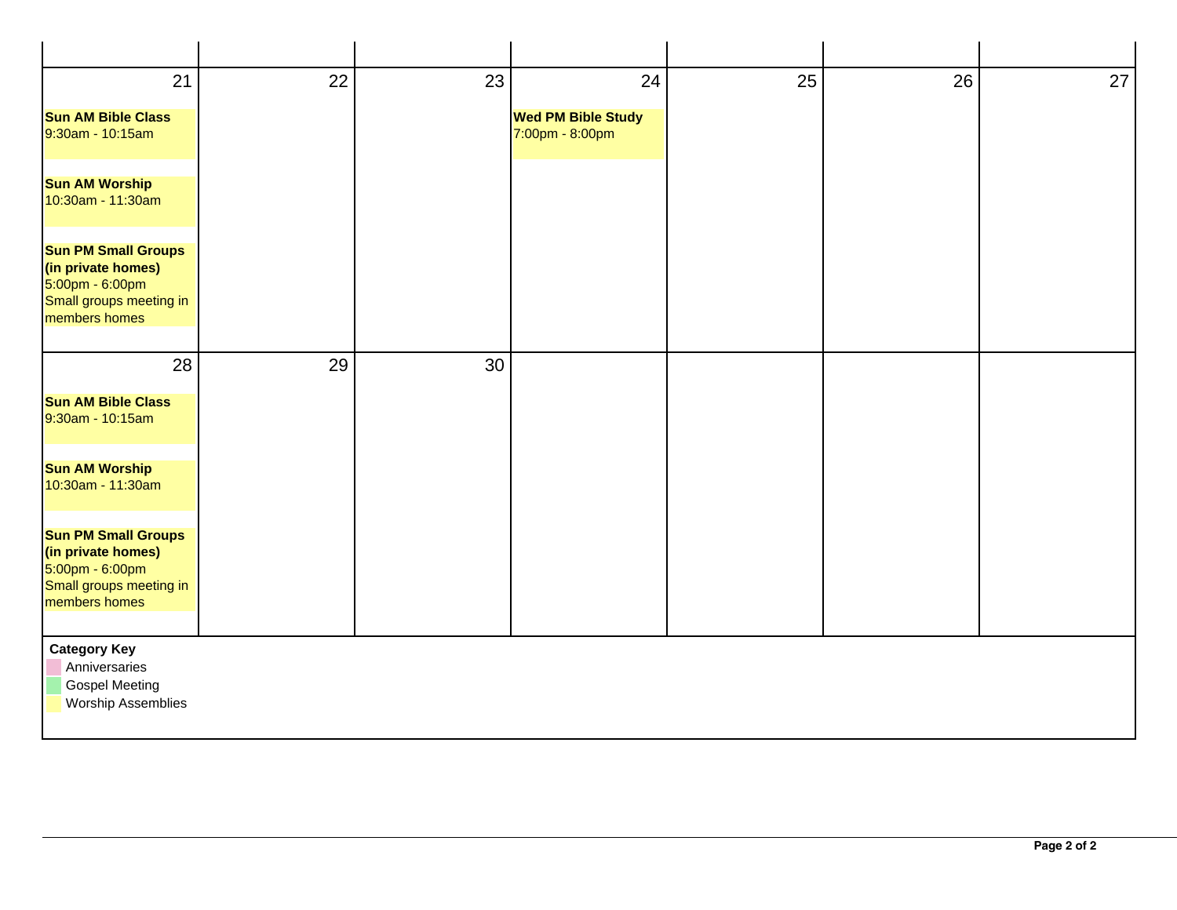| | | | | | | |
|---|---|---|---|---|---|---|
| 21<br>**Sun AM Bible Class**<br>9:30am - 10:15am<br><br>**Sun AM Worship**<br>10:30am - 11:30am<br><br>**Sun PM Small Groups (in private homes)**<br>5:00pm - 6:00pm<br>Small groups meeting in members homes | 22 | 23 | 24<br>**Wed PM Bible Study**<br>7:00pm - 8:00pm | 25 | 26 | 27 |
| 28<br>**Sun AM Bible Class**<br>9:30am - 10:15am<br><br>**Sun AM Worship**<br>10:30am - 11:30am<br><br>**Sun PM Small Groups (in private homes)**<br>5:00pm - 6:00pm<br>Small groups meeting in members homes | 29 | 30 | | | | |

**Category Key**

- Anniversaries
- Gospel Meeting
- Worship Assemblies